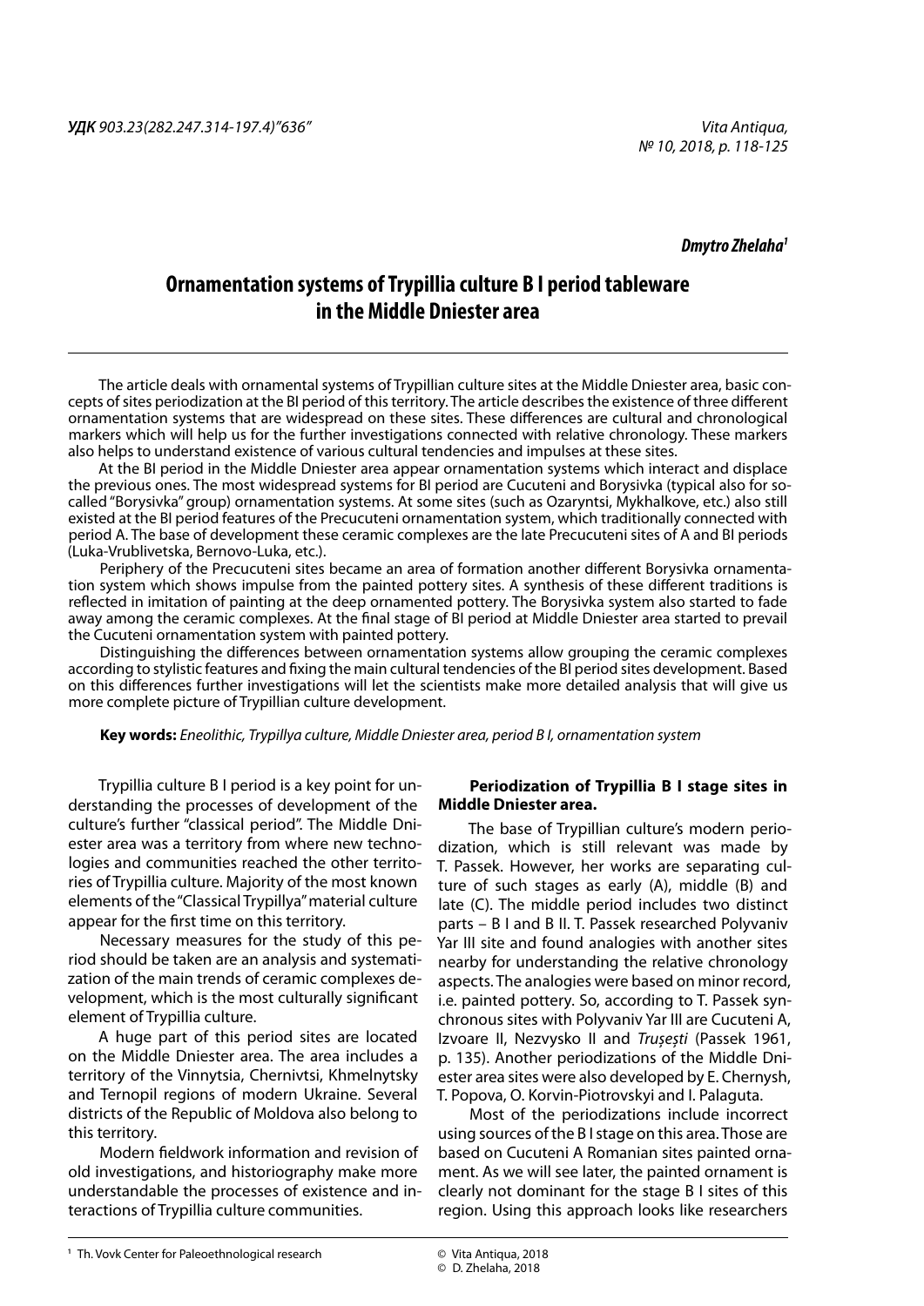УДК 903.23(282.247.314-197.4)"636"

**Dmytro Zhelaha**[1]

# Ornamentation systems of Trypillia culture B I period tableware in the Middle Dniester area

The article deals with ornamental systems of Trypillian culture sites at the Middle Dniester area, basic concepts of sites periodization at the BI period of this territory. The article describes the existence of three different ornamentation systems that are widespread on these sites. These differences are cultural and chronological markers which will help us for the further investigations connected with relative chronology. These markers also helps to understand existence of various cultural tendencies and impulses at these sites.

At the BI period in the Middle Dniester area appear ornamentation systems which interact and displace the previous ones. The most widespread systems for BI period are Cucuteni and Borysivka (typical also for so-called "Borysivka" group) ornamentation systems. At some sites (such as Ozaryntsi, Mykhalkove, etc.) also still existed at the BI period features of the Precucuteni ornamentation system, which traditionally connected with period A. The base of development these ceramic complexes are the late Precucuteni sites of A and BI periods (Luka-Vrublivetska, Bernovo-Luka, etc.).

Periphery of the Precucuteni sites became an area of formation another different Borysivka ornamentation system which shows impulse from the painted pottery sites. A synthesis of these different traditions is reflected in imitation of painting at the deep ornamented pottery. The Borysivka system also started to fade away among the ceramic complexes. At the final stage of BI period at Middle Dniester area started to prevail the Cucuteni ornamentation system with painted pottery.

Distinguishing the differences between ornamentation systems allow grouping the ceramic complexes according to stylistic features and fixing the main cultural tendencies of the BI period sites development. Based on this differences further investigations will let the scientists make more detailed analysis that will give us more complete picture of Trypillian culture development.

**Key words:** *Eneolithic, Trypillya culture, Middle Dniester area, period B I, ornamentation system*

Trypillia culture B I period is a key point for understanding the processes of development of the culture's further "classical period". The Middle Dniester area was a territory from where new technologies and communities reached the other territories of Trypillia culture. Majority of the most known elements of the "Classical Trypillya" material culture appear for the first time on this territory.

Necessary measures for the study of this period should be taken are an analysis and systematization of the main trends of ceramic complexes development, which is the most culturally significant element of Trypillia culture.

A huge part of this period sites are located on the Middle Dniester area. The area includes a territory of the Vinnytsia, Chernivtsi, Khmelnytsky and Ternopil regions of modern Ukraine. Several districts of the Republic of Moldova also belong to this territory.

Modern fieldwork information and revision of old investigations, and historiography make more understandable the processes of existence and interactions of Trypillia culture communities.

### Periodization of Trypillia B I stage sites in Middle Dniester area.

The base of Trypillian culture's modern periodization, which is still relevant was made by T. Passek. However, her works are separating culture of such stages as early (A), middle (B) and late (C). The middle period includes two distinct parts – B I and B II. T. Passek researched Polyvaniv Yar III site and found analogies with another sites nearby for understanding the relative chronology aspects. The analogies were based on minor record, i.e. painted pottery. So, according to T. Passek synchronous sites with Polyvaniv Yar III are Cucuteni A, Izvoare II, Nezvysko II and *Trușești* (Passek 1961, p. 135). Another periodizations of the Middle Dniester area sites were also developed by E. Chernysh, T. Popova, O. Korvin-Piotrovskyi and I. Palaguta.

Most of the periodizations include incorrect using sources of the B I stage on this area. Those are based on Cucuteni A Romanian sites painted ornament. As we will see later, the painted ornament is clearly not dominant for the stage B I sites of this region. Using this approach looks like researchers

[1] Th. Vovk Center for Paleoethnological research

© Vita Antiqua, 2018
© D. Zhelaha, 2018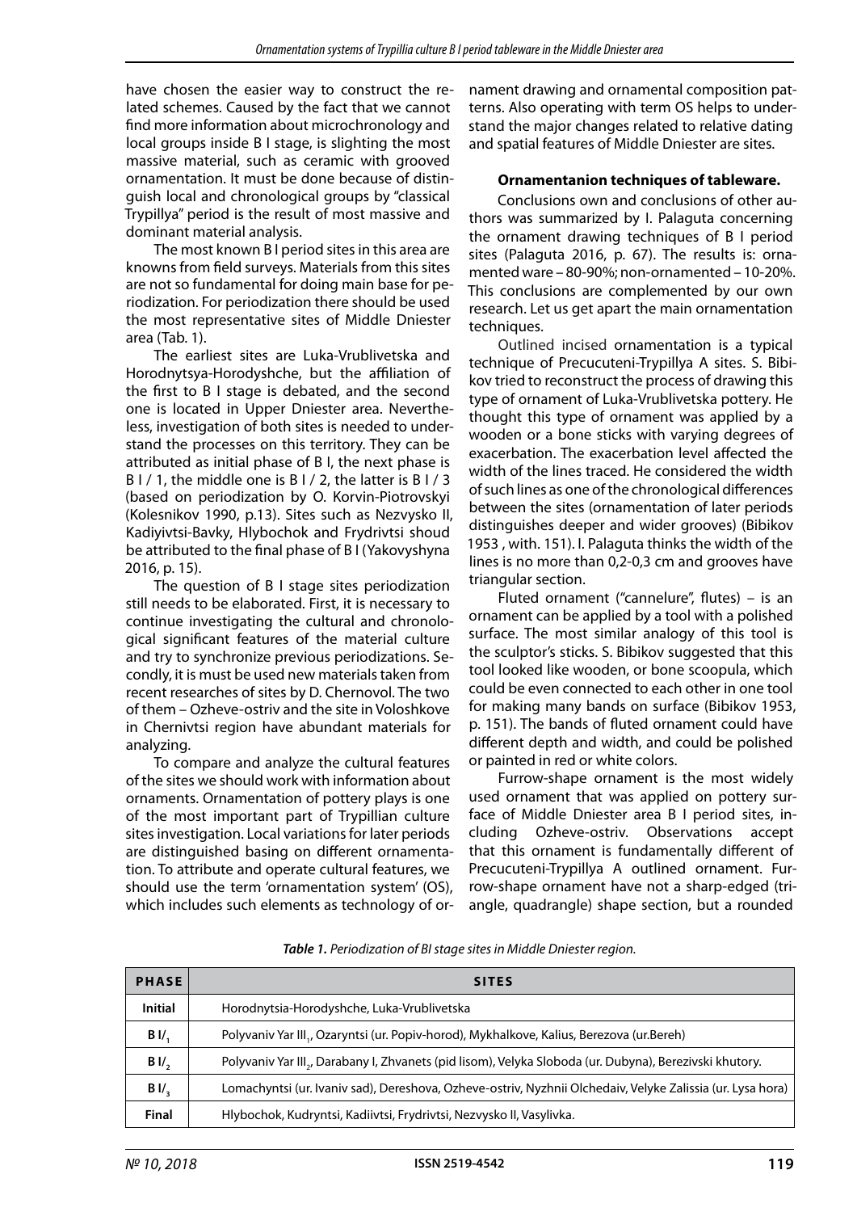have chosen the easier way to construct the related schemes. Caused by the fact that we cannot find more information about microchronology and local groups inside B I stage, is slighting the most massive material, such as ceramic with grooved ornamentation. It must be done because of distinguish local and chronological groups by "classical Trypillya" period is the result of most massive and dominant material analysis.

The most known B I period sites in this area are knowns from field surveys. Materials from this sites are not so fundamental for doing main base for periodization. For periodization there should be used the most representative sites of Middle Dniester area (Tab. 1).

The earliest sites are Luka-Vrublivetska and Horodnytsya-Horodyshche, but the affiliation of the first to B I stage is debated, and the second one is located in Upper Dniester area. Nevertheless, investigation of both sites is needed to understand the processes on this territory. They can be attributed as initial phase of B I, the next phase is B I / 1, the middle one is B I / 2, the latter is B I / 3 (based on periodization by O. Korvin-Piotrovskyi (Kolesnikov 1990, p.13). Sites such as Nezvysko II, Kadiyivtsi-Bavky, Hlybochok and Frydrivtsi shoud be attributed to the final phase of B I (Yakovyshyna 2016, p. 15).

The question of B I stage sites periodization still needs to be elaborated. First, it is necessary to continue investigating the cultural and chronological significant features of the material culture and try to synchronize previous periodizations. Secondly, it is must be used new materials taken from recent researches of sites by D. Chernovol. The two of them – Ozheve-ostriv and the site in Voloshkove in Chernivtsi region have abundant materials for analyzing.

To compare and analyze the cultural features of the sites we should work with information about ornaments. Ornamentation of pottery plays is one of the most important part of Trypillian culture sites investigation. Local variations for later periods are distinguished basing on different ornamentation. To attribute and operate cultural features, we should use the term 'ornamentation system' (OS), which includes such elements as technology of ornament drawing and ornamental composition patterns. Also operating with term OS helps to understand the major changes related to relative dating and spatial features of Middle Dniester are sites.

**Ornamentanion techniques of tableware.**

Conclusions own and conclusions of other authors was summarized by I. Palaguta concerning the ornament drawing techniques of B I period sites (Palaguta 2016, p. 67). The results is: ornamented ware – 80-90%; non-ornamented – 10-20%. This conclusions are complemented by our own research. Let us get apart the main ornamentation techniques.

Outlined incised ornamentation is a typical technique of Precucuteni-Trypillya A sites. S. Bibikov tried to reconstruct the process of drawing this type of ornament of Luka-Vrublivetska pottery. He thought this type of ornament was applied by a wooden or a bone sticks with varying degrees of exacerbation. The exacerbation level affected the width of the lines traced. He considered the width of such lines as one of the chronological differences between the sites (ornamentation of later periods distinguishes deeper and wider grooves) (Bibikov 1953 , with. 151). I. Palaguta thinks the width of the lines is no more than 0,2-0,3 cm and grooves have triangular section.

Fluted ornament ("cannelure", flutes) – is an ornament can be applied by a tool with a polished surface. The most similar analogy of this tool is the sculptor's sticks. S. Bibikov suggested that this tool looked like wooden, or bone scoopula, which could be even connected to each other in one tool for making many bands on surface (Bibikov 1953, p. 151). The bands of fluted ornament could have different depth and width, and could be polished or painted in red or white colors.

Furrow-shape ornament is the most widely used ornament that was applied on pottery surface of Middle Dniester area B I period sites, including Ozheve-ostriv. Observations accept that this ornament is fundamentally different of Precucuteni-Trypillya A outlined ornament. Furrow-shape ornament have not a sharp-edged (triangle, quadrangle) shape section, but a rounded

*Table 1. Periodization of BI stage sites in Middle Dniester region.*

| PHASE | SITES |
|---|---|
| **Initial** | Horodnytsia-Horodyshche, Luka-Vrublivetska |
| **B I/$_1$** | Polyvaniv Yar III$_1$, Ozaryntsi (ur. Popiv-horod), Mykhalkove, Kalius, Berezova (ur.Bereh) |
| **B I/$_2$** | Polyvaniv Yar III$_2$, Darabany I, Zhvanets (pid lisom), Velyka Sloboda (ur. Dubyna), Berezivski khutory. |
| **B I/$_3$** | Lomachyntsi (ur. Ivaniv sad), Dereshova, Ozheve-ostriv, Nyzhnii Olchedaiv, Velyke Zalissia (ur. Lysa hora) |
| **Final** | Hlybochok, Kudryntsi, Kadiivtsi, Frydrivtsi, Nezvysko II, Vasylivka. |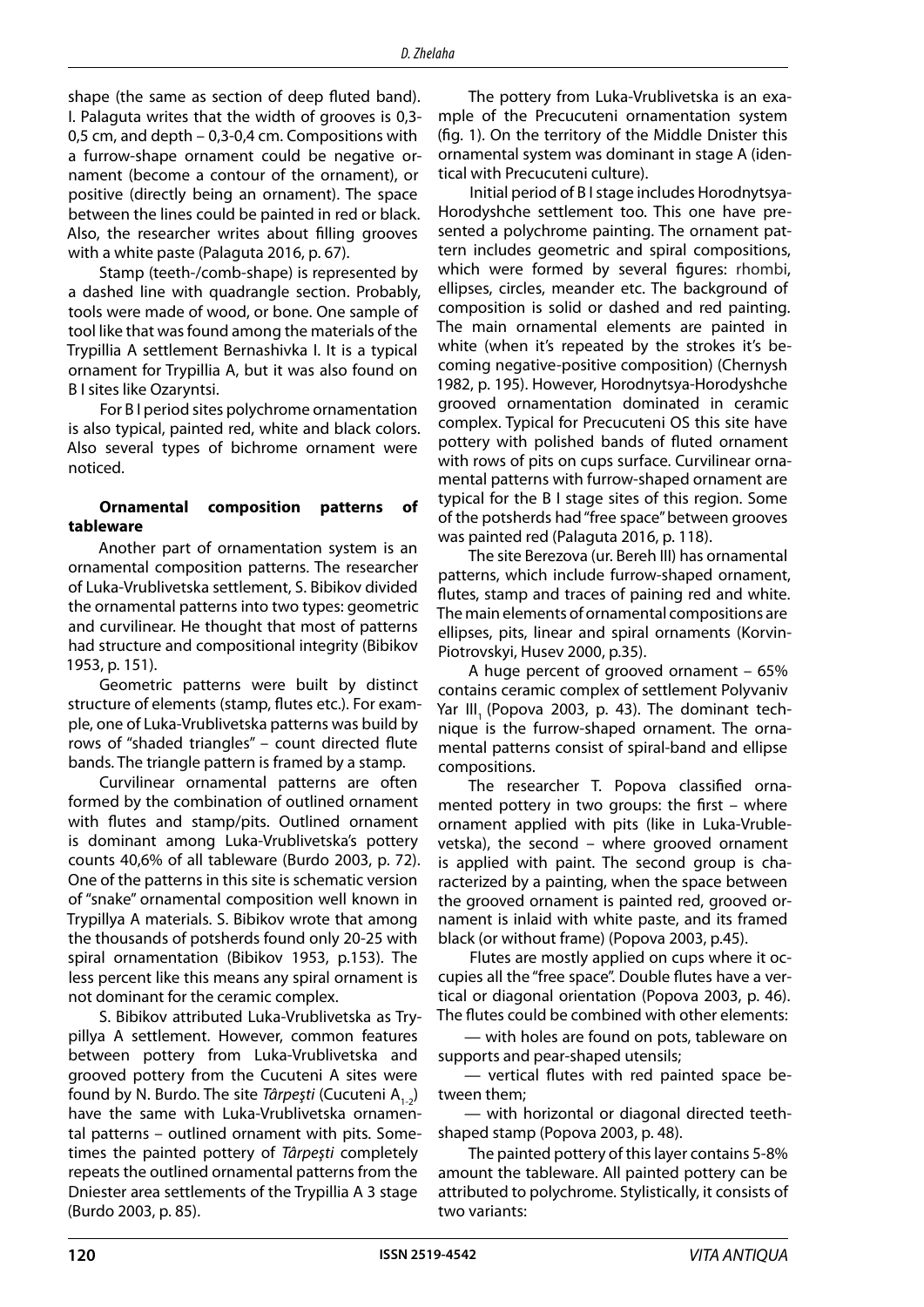shape (the same as section of deep fluted band). I. Palaguta writes that the width of grooves is 0,3-0,5 cm, and depth – 0,3-0,4 cm. Compositions with a furrow-shape ornament could be negative ornament (become a contour of the ornament), or positive (directly being an ornament). The space between the lines could be painted in red or black. Also, the researcher writes about filling grooves with a white paste (Palaguta 2016, p. 67).

Stamp (teeth-/comb-shape) is represented by a dashed line with quadrangle section. Probably, tools were made of wood, or bone. One sample of tool like that was found among the materials of the Trypillia A settlement Bernashivka I. It is a typical ornament for Trypillia A, but it was also found on B I sites like Ozaryntsi.

For B I period sites polychrome ornamentation is also typical, painted red, white and black colors. Also several types of bichrome ornament were noticed.

**Ornamental composition patterns of tableware**

Another part of ornamentation system is an ornamental composition patterns. The researcher of Luka-Vrublivetska settlement, S. Bibikov divided the ornamental patterns into two types: geometric and curvilinear. He thought that most of patterns had structure and compositional integrity (Bibikov 1953, p. 151).

Geometric patterns were built by distinct structure of elements (stamp, flutes etc.). For example, one of Luka-Vrublivetska patterns was build by rows of "shaded triangles" – count directed flute bands. The triangle pattern is framed by a stamp.

Curvilinear ornamental patterns are often formed by the combination of outlined ornament with flutes and stamp/pits. Outlined ornament is dominant among Luka-Vrublivetska's pottery counts 40,6% of all tableware (Burdo 2003, p. 72). One of the patterns in this site is schematic version of "snake" ornamental composition well known in Trypillya A materials. S. Bibikov wrote that among the thousands of potsherds found only 20-25 with spiral ornamentation (Bibikov 1953, p.153). The less percent like this means any spiral ornament is not dominant for the ceramic complex.

S. Bibikov attributed Luka-Vrublivetska as Trypillya A settlement. However, common features between pottery from Luka-Vrublivetska and grooved pottery from the Cucuteni A sites were found by N. Burdo. The site *Târpeşti* (Cucuteni $A_{1-2}$) have the same with Luka-Vrublivetska ornamental patterns – outlined ornament with pits. Sometimes the painted pottery of *Târpeşti* completely repeats the outlined ornamental patterns from the Dniester area settlements of the Trypillia A 3 stage (Burdo 2003, p. 85).

The pottery from Luka-Vrublivetska is an example of the Precucuteni ornamentation system (fig. 1). On the territory of the Middle Dnister this ornamental system was dominant in stage A (identical with Precucuteni culture).

Initial period of B I stage includes Horodnytsya-Horodyshche settlement too. This one have presented a polychrome painting. The ornament pattern includes geometric and spiral compositions, which were formed by several figures: rhombi, ellipses, circles, meander etc. The background of composition is solid or dashed and red painting. The main ornamental elements are painted in white (when it's repeated by the strokes it's becoming negative-positive composition) (Chernysh 1982, p. 195). However, Horodnytsya-Horodyshche grooved ornamentation dominated in ceramic complex. Typical for Precucuteni OS this site have pottery with polished bands of fluted ornament with rows of pits on cups surface. Curvilinear ornamental patterns with furrow-shaped ornament are typical for the B I stage sites of this region. Some of the potsherds had "free space" between grooves was painted red (Palaguta 2016, p. 118).

The site Berezova (ur. Bereh III) has ornamental patterns, which include furrow-shaped ornament, flutes, stamp and traces of paining red and white. The main elements of ornamental compositions are ellipses, pits, linear and spiral ornaments (Korvin-Piotrovskyi, Husev 2000, p.35).

A huge percent of grooved ornament – 65% contains ceramic complex of settlement Polyvaniv Yar $III_1$ (Popova 2003, p. 43). The dominant technique is the furrow-shaped ornament. The ornamental patterns consist of spiral-band and ellipse compositions.

The researcher T. Popova classified ornamented pottery in two groups: the first – where ornament applied with pits (like in Luka-Vrublevetska), the second – where grooved ornament is applied with paint. The second group is characterized by a painting, when the space between the grooved ornament is painted red, grooved ornament is inlaid with white paste, and its framed black (or without frame) (Popova 2003, p.45).

Flutes are mostly applied on cups where it occupies all the "free space". Double flutes have a vertical or diagonal orientation (Popova 2003, p. 46). The flutes could be combined with other elements:

— with holes are found on pots, tableware on supports and pear-shaped utensils;

— vertical flutes with red painted space between them;

— with horizontal or diagonal directed teeth-shaped stamp (Popova 2003, p. 48).

The painted pottery of this layer contains 5-8% amount the tableware. All painted pottery can be attributed to polychrome. Stylistically, it consists of two variants: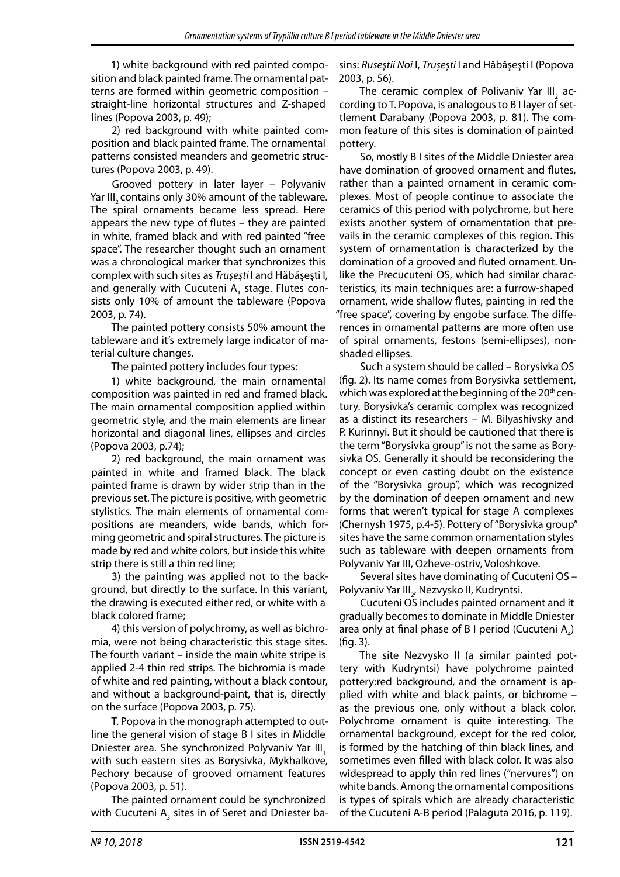1) white background with red painted composition and black painted frame. The ornamental patterns are formed within geometric composition – straight-line horizontal structures and Z-shaped lines (Popova 2003, p. 49);

2) red background with white painted composition and black painted frame. The ornamental patterns consisted meanders and geometric structures (Popova 2003, p. 49).

Grooved pottery in later layer – Polyvaniv Yar $III_2$ contains only 30% amount of the tableware. The spiral ornaments became less spread. Here appears the new type of flutes – they are painted in white, framed black and with red painted "free space". The researcher thought such an ornament was a chronological marker that synchronizes this complex with such sites as *Truşeşti* I and Hăbăşeşti I, and generally with Cucuteni $A_3$ stage. Flutes consists only 10% of amount the tableware (Popova 2003, p. 74).

The painted pottery consists 50% amount the tableware and it's extremely large indicator of material culture changes.

The painted pottery includes four types:

1) white background, the main ornamental composition was painted in red and framed black. The main ornamental composition applied within geometric style, and the main elements are linear horizontal and diagonal lines, ellipses and circles (Popova 2003, p.74);

2) red background, the main ornament was painted in white and framed black. The black painted frame is drawn by wider strip than in the previous set. The picture is positive, with geometric stylistics. The main elements of ornamental compositions are meanders, wide bands, which forming geometric and spiral structures. The picture is made by red and white colors, but inside this white strip there is still a thin red line;

3) the painting was applied not to the background, but directly to the surface. In this variant, the drawing is executed either red, or white with a black colored frame;

4) this version of polychromy, as well as bichromia, were not being characteristic this stage sites. The fourth variant – inside the main white stripe is applied 2-4 thin red strips. The bichromia is made of white and red painting, without a black contour, and without a background-paint, that is, directly on the surface (Popova 2003, p. 75).

T. Popova in the monograph attempted to outline the general vision of stage B I sites in Middle Dniester area. She synchronized Polyvaniv Yar $III_1$ with such eastern sites as Borysivka, Mykhalkove, Pechory because of grooved ornament features (Popova 2003, p. 51).

The painted ornament could be synchronized with Cucuteni $A_3$ sites in of Seret and Dniester basins: *Ruseştii Noi* I, *Truşeşti* I and Hăbăşeşti I (Popova 2003, p. 56).

The ceramic complex of Polivaniv Yar $III_2$ according to T. Popova, is analogous to B I layer of settlement Darabany (Popova 2003, p. 81). The common feature of this sites is domination of painted pottery.

So, mostly B I sites of the Middle Dniester area have domination of grooved ornament and flutes, rather than a painted ornament in ceramic complexes. Most of people continue to associate the ceramics of this period with polychrome, but here exists another system of ornamentation that prevails in the ceramic complexes of this region. This system of ornamentation is characterized by the domination of a grooved and fluted ornament. Unlike the Precucuteni OS, which had similar characteristics, its main techniques are: a furrow-shaped ornament, wide shallow flutes, painting in red the "free space", covering by engobe surface. The differences in ornamental patterns are more often use of spiral ornaments, festons (semi-ellipses), non-shaded ellipses.

Such a system should be called – Borysivka OS (fig. 2). Its name comes from Borysivka settlement, which was explored at the beginning of the 20th century. Borysivka's ceramic complex was recognized as a distinct its researchers – M. Bilyashivsky and P. Kurinnyi. But it should be cautioned that there is the term "Borysivka group" is not the same as Borysivka OS. Generally it should be reconsidering the concept or even casting doubt on the existence of the "Borysivka group", which was recognized by the domination of deepen ornament and new forms that weren't typical for stage A complexes (Chernysh 1975, p.4-5). Pottery of "Borysivka group" sites have the same common ornamentation styles such as tableware with deepen ornaments from Polyvaniv Yar III, Ozheve-ostriv, Voloshkove.

Several sites have dominating of Cucuteni OS – Polyvaniv Yar $III_2$, Nezvysko II, Kudryntsi.

Cucuteni OS includes painted ornament and it gradually becomes to dominate in Middle Dniester area only at final phase of B I period (Cucuteni $A_4$) (fig. 3).

The site Nezvysko II (a similar painted pottery with Kudryntsi) have polychrome painted pottery:red background, and the ornament is applied with white and black paints, or bichrome – as the previous one, only without a black color. Polychrome ornament is quite interesting. The ornamental background, except for the red color, is formed by the hatching of thin black lines, and sometimes even filled with black color. It was also widespread to apply thin red lines ("nervures") on white bands. Among the ornamental compositions is types of spirals which are already characteristic of the Cucuteni A-B period (Palaguta 2016, p. 119).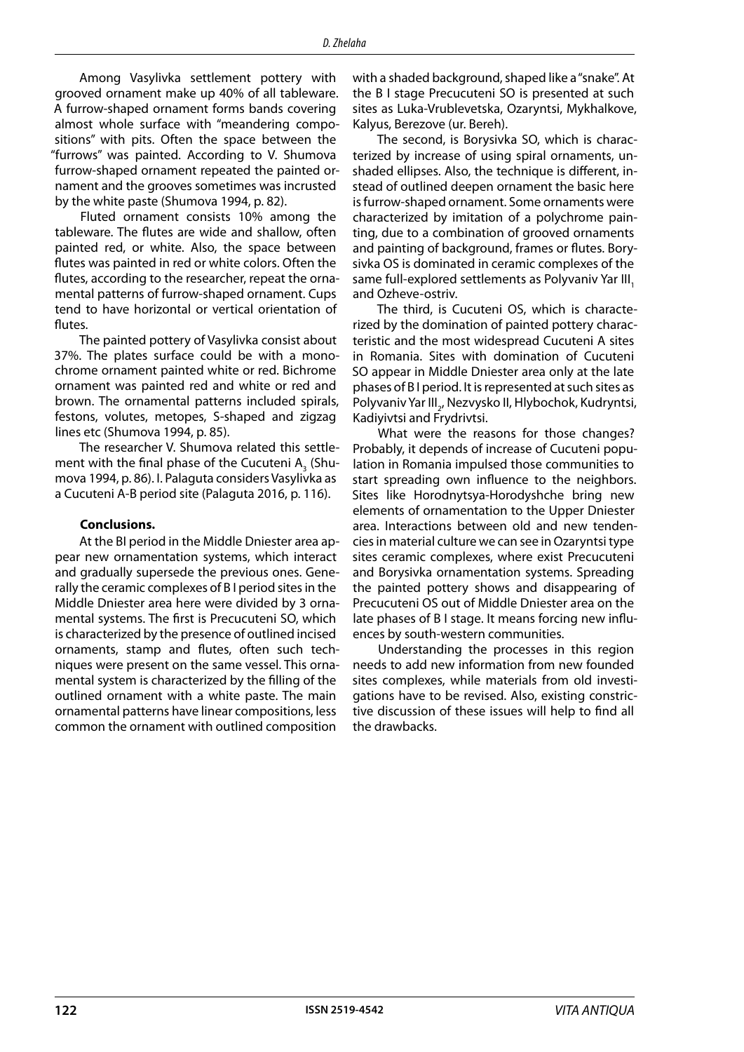Among Vasylivka settlement pottery with grooved ornament make up 40% of all tableware. A furrow-shaped ornament forms bands covering almost whole surface with "meandering compositions" with pits. Often the space between the "furrows" was painted. According to V. Shumova furrow-shaped ornament repeated the painted ornament and the grooves sometimes was incrusted by the white paste (Shumova 1994, p. 82).

Fluted ornament consists 10% among the tableware. The flutes are wide and shallow, often painted red, or white. Also, the space between flutes was painted in red or white colors. Often the flutes, according to the researcher, repeat the ornamental patterns of furrow-shaped ornament. Cups tend to have horizontal or vertical orientation of flutes.

The painted pottery of Vasylivka consist about 37%. The plates surface could be with a monochrome ornament painted white or red. Bichrome ornament was painted red and white or red and brown. The ornamental patterns included spirals, festons, volutes, metopes, S-shaped and zigzag lines etc (Shumova 1994, p. 85).

The researcher V. Shumova related this settlement with the final phase of the Cucuteni $A_3$ (Shumova 1994, p. 86). I. Palaguta considers Vasylivka as a Cucuteni A-B period site (Palaguta 2016, p. 116).

**Conclusions.**

At the BI period in the Middle Dniester area appear new ornamentation systems, which interact and gradually supersede the previous ones. Generally the ceramic complexes of B I period sites in the Middle Dniester area here were divided by 3 ornamental systems. The first is Precucuteni SO, which is characterized by the presence of outlined incised ornaments, stamp and flutes, often such techniques were present on the same vessel. This ornamental system is characterized by the filling of the outlined ornament with a white paste. The main ornamental patterns have linear compositions, less common the ornament with outlined composition with a shaded background, shaped like a "snake". At the B I stage Precucuteni SO is presented at such sites as Luka-Vrublevetska, Ozaryntsi, Mykhalkove, Kalyus, Berezove (ur. Bereh).

The second, is Borysivka SO, which is characterized by increase of using spiral ornaments, unshaded ellipses. Also, the technique is different, instead of outlined deepen ornament the basic here is furrow-shaped ornament. Some ornaments were characterized by imitation of a polychrome painting, due to a combination of grooved ornaments and painting of background, frames or flutes. Borysivka OS is dominated in ceramic complexes of the same full-explored settlements as Polyvaniv Yar $III_1$ and Ozheve-ostriv.

The third, is Cucuteni OS, which is characterized by the domination of painted pottery characteristic and the most widespread Cucuteni A sites in Romania. Sites with domination of Cucuteni SO appear in Middle Dniester area only at the late phases of B I period. It is represented at such sites as Polyvaniv Yar $III_2$, Nezvysko II, Hlybochok, Kudryntsi, Kadiyivtsi and Frydrivtsi.

What were the reasons for those changes? Probably, it depends of increase of Cucuteni population in Romania impulsed those communities to start spreading own influence to the neighbors. Sites like Horodnytsya-Horodyshche bring new elements of ornamentation to the Upper Dniester area. Interactions between old and new tendencies in material culture we can see in Ozaryntsi type sites ceramic complexes, where exist Precucuteni and Borysivka ornamentation systems. Spreading the painted pottery shows and disappearing of Precucuteni OS out of Middle Dniester area on the late phases of B I stage. It means forcing new influences by south-western communities.

Understanding the processes in this region needs to add new information from new founded sites complexes, while materials from old investigations have to be revised. Also, existing constrictive discussion of these issues will help to find all the drawbacks.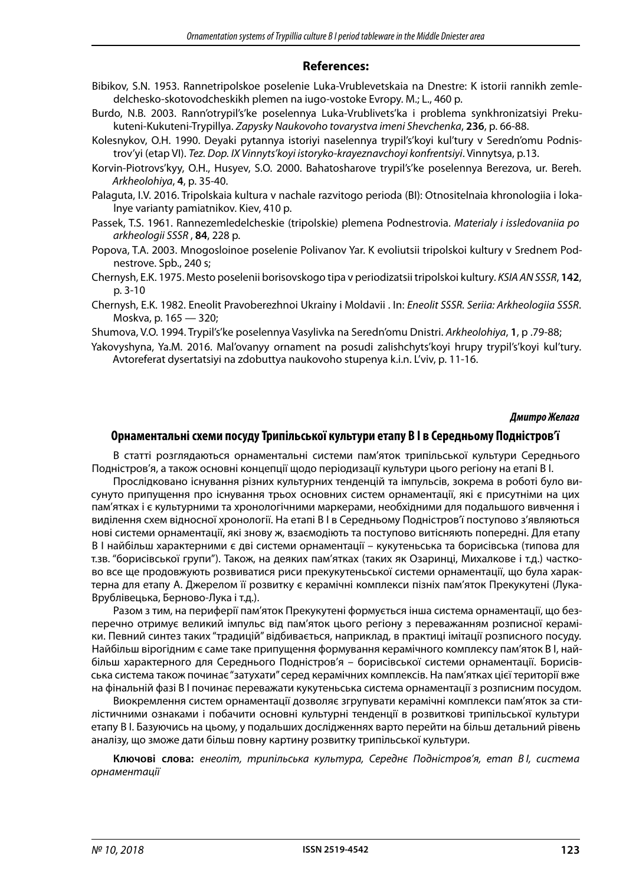## References:

Bibikov, S.N. 1953. Rannetripolskoe poselenie Luka-Vrublevetskaia na Dnestre: K istorii rannikh zemledelchesko-skotovodcheskikh plemen na iugo-vostoke Evropy. M.; L., 460 p.

Burdo, N.B. 2003. Rann'otrypil's'ke poselennya Luka-Vrublivets'ka i problema synkhronizatsiyi Prekukuteni-Kukuteni-Trypillya. *Zapysky Naukovoho tovarystva imeni Shevchenka*, **236**, p. 66-88.

Kolesnykov, O.H. 1990. Deyaki pytannya istoriyi naselennya trypil's'koyi kul'tury v Seredn'omu Podnistrov'yi (etap VI). *Tez. Dop. IX Vinnyts'koyi istoryko-krayeznavchoyi konfrentsiyi*. Vinnytsya, p.13.

Korvin-Piotrovs'kyy, O.H., Husyev, S.O. 2000. Bahatosharove trypil's'ke poselennya Berezova, ur. Bereh. *Arkheolohiya*, **4**, p. 35-40.

Palaguta, I.V. 2016. Tripolskaia kultura v nachale razvitogo perioda (BI): Otnositelnaia khronologiia i lokalnye varianty pamiatnikov. Kiev, 410 p.

Passek, T.S. 1961. Rannezemledelcheskie (tripolskie) plemena Podnestrovia. *Materialy i issledovaniia po arkheologii SSSR* , **84**, 228 p.

Popova, T.A. 2003. Mnogosloinoe poselenie Polivanov Yar. K evoliutsii tripolskoi kultury v Srednem Podnestrove. Spb., 240 s;

Chernysh, E.K. 1975. Mesto poselenii borisovskogo tipa v periodizatsii tripolskoi kultury. *KSIA AN SSSR*, **142**, p. 3-10

Chernysh, E.K. 1982. Eneolit Pravoberezhnoi Ukrainy i Moldavii . In: *Eneolit SSSR. Seriia: Arkheologiia SSSR*. Moskva, p. 165 — 320;

Shumova, V.O. 1994. Trypil's'ke poselennya Vasylivka na Seredn'omu Dnistri. *Arkheolohiya*, **1**, p .79-88;

Yakovyshyna, Ya.M. 2016. Mal'ovanyy ornament na posudi zalishchyts'koyi hrupy trypil's'koyi kul'tury. Avtoreferat dysertatsiyi na zdobuttya naukovoho stupenya k.i.n. L'viv, p. 11-16.

***Дмитро Желага***

### Орнаментальні схеми посуду Трипільської культури етапу В I в Середньому Подністров'ї

В статті розглядаються орнаментальні системи пам'яток трипільської культури Середнього Подністров'я, а також основні концепції щодо періодизації культури цього регіону на етапі В I.

Прослідковано існування різних культурних тенденцій та імпульсів, зокрема в роботі було висунуто припущення про існування трьох основних систем орнаментації, які є присутніми на цих пам'ятках і є культурними та хронологічними маркерами, необхідними для подальшого вивчення і виділення схем відносної хронології. На етапі В I в Середньому Подністров'ї поступово з'являються нові системи орнаментації, які знову ж, взаємодіють та поступово витісняють попередні. Для етапу В I найбільш характерними є дві системи орнаментації – кукутеньська та борисівська (типова для т.зв. "борисівської групи"). Також, на деяких пам'ятках (таких як Озаринці, Михалкове і т.д.) частково все ще продовжують розвиватися риси прекукутеньської системи орнаментації, що була характерна для етапу А. Джерелом її розвитку є керамічні комплекси пізніх пам'яток Прекукутені (Лука-Врублівецька, Берново-Лука і т.д.).

Разом з тим, на периферії пам'яток Прекукутені формується інша система орнаментації, що безперечно отримує великий імпульс від пам'яток цього регіону з переважанням розписної кераміки. Певний синтез таких "традицій" відбивається, наприклад, в практиці імітації розписного посуду. Найбільш вірогідним є саме таке припущення формування керамічного комплексу пам'яток В I, найбільш характерного для Середнього Подністров'я – борисівської системи орнаментації. Борисівська система також починає "затухати" серед керамічних комплексів. На пам'ятках цієї території вже на фінальній фазі В I починає переважати кукутеньська система орнаментації з розписним посудом.

Виокремлення систем орнаментації дозволяє згрупувати керамічні комплекси пам'яток за стилістичними ознаками і побачити основні культурні тенденції в розвиткові трипільської культури етапу В I. Базуючись на цьому, у подальших дослідженнях варто перейти на більш детальний рівень аналізу, що зможе дати більш повну картину розвитку трипільської культури.

**Ключові слова:** *енеоліт, трипільська культура, Середнє Подністров'я, етап В I, система орнаментації*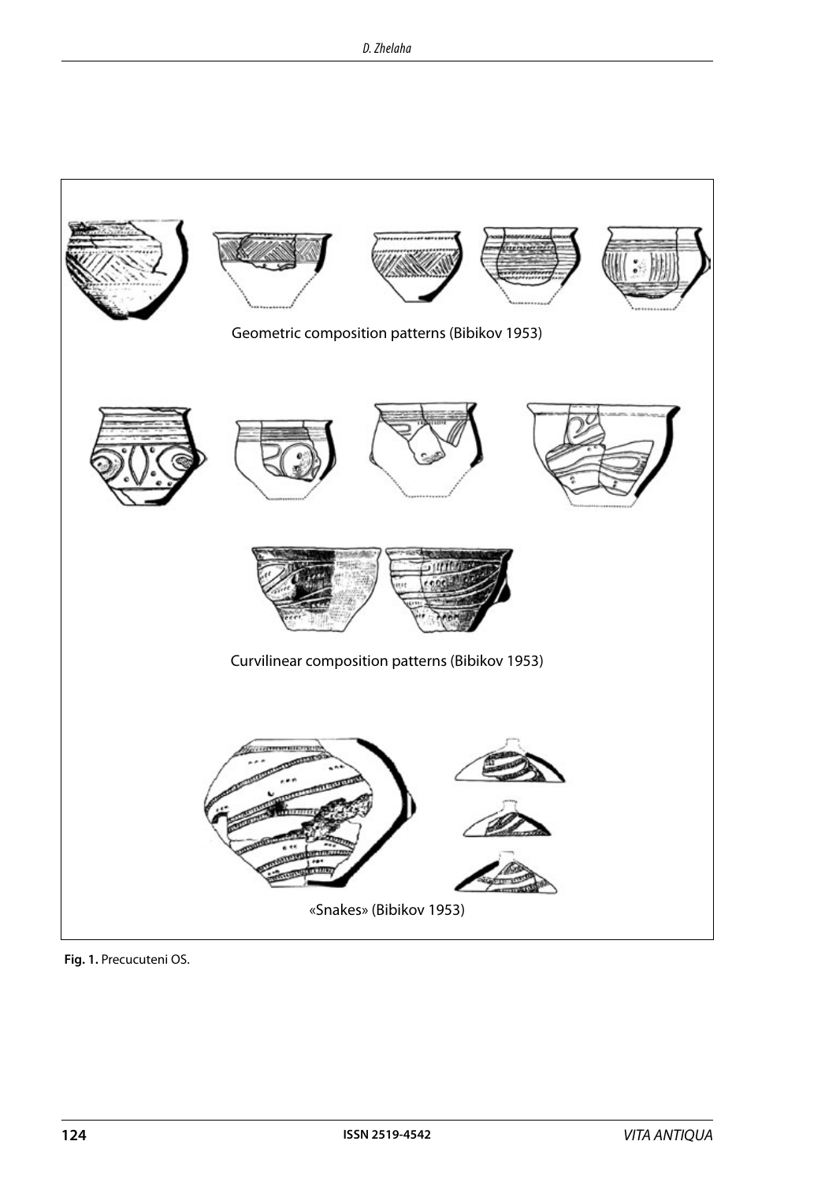Geometric composition patterns (Bibikov 1953)

Curvilinear composition patterns (Bibikov 1953)

«Snakes» (Bibikov 1953)

**Fig. 1.** Precucuteni OS.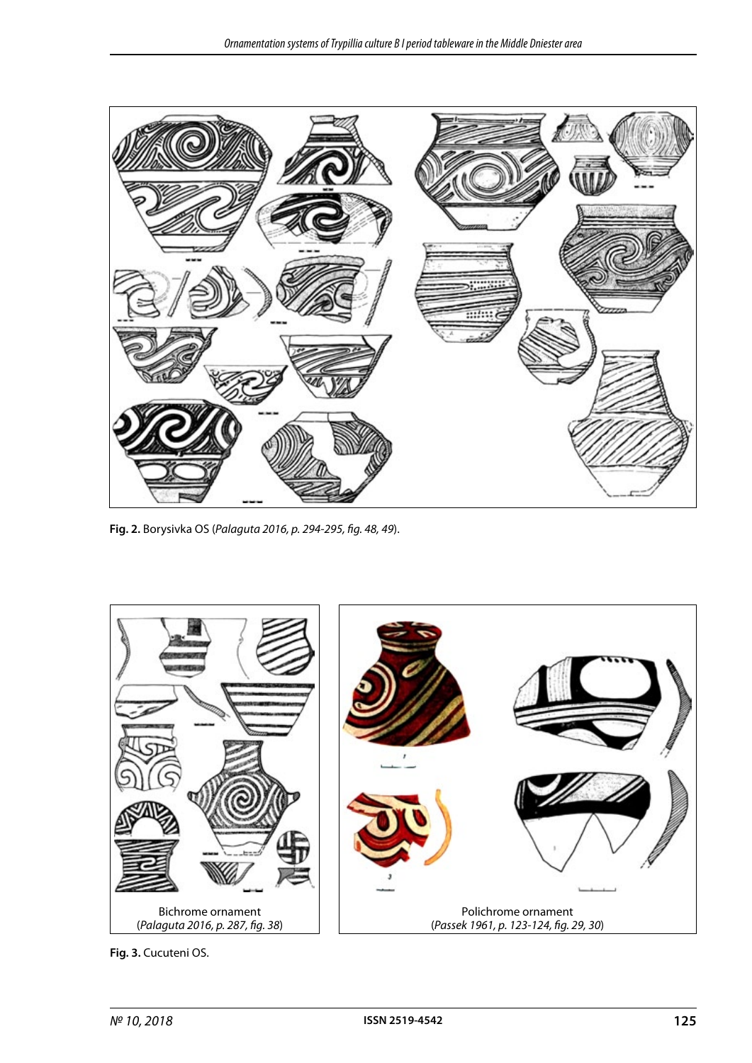**Fig. 2.** Borysivka OS (*Palaguta 2016, p. 294-295, fig. 48, 49*).

Bichrome ornament
(*Palaguta 2016, p. 287, fig. 38*)

Polichrome ornament
(*Passek 1961, p. 123-124, fig. 29, 30*)

**Fig. 3.** Cucuteni OS.